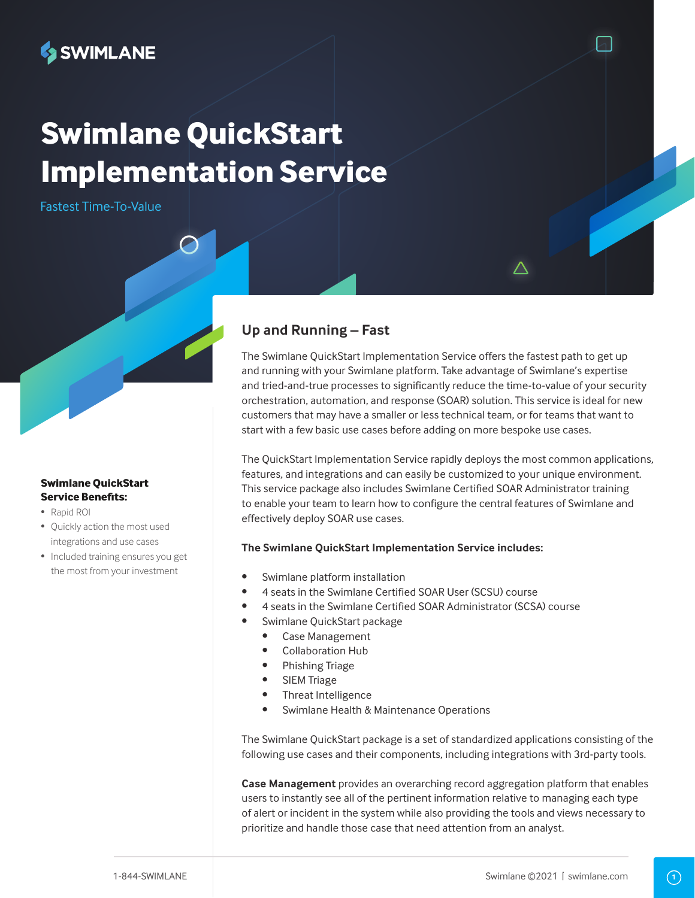SWIMLANE

# Swimlane QuickStart Implementation Service

Fastest Time-To-Value

**Swimlane QuickStart Service Benefits:**

- Rapid ROI
- Quickly action the most used integrations and use cases
- Included training ensures you get the most from your investment

## Up and Running – Fast

The Swimlane QuickStart Implementation Service offers the fastest path to get up and running with your Swimlane platform. Take advantage of Swimlane's expertise and tried-and-true processes to significantly reduce the time-to-value of your security orchestration, automation, and response (SOAR) solution. This service is ideal for new customers that may have a smaller or less technical team, or for teams that want to start with a few basic use cases before adding on more bespoke use cases.

The QuickStart Implementation Service rapidly deploys the most common applications, features, and integrations and can easily be customized to your unique environment. This service package also includes Swimlane Certified SOAR Administrator training to enable your team to learn how to configure the central features of Swimlane and effectively deploy SOAR use cases.

**The Swimlane QuickStart Implementation Service includes:**

- Swimlane platform installation
- 4 seats in the Swimlane Certified SOAR User (SCSU) course
- 4 seats in the Swimlane Certified SOAR Administrator (SCSA) course
- Swimlane QuickStart package
  - Case Management
  - Collaboration Hub
  - Phishing Triage
  - SIEM Triage
  - Threat Intelligence
  - Swimlane Health & Maintenance Operations

The Swimlane QuickStart package is a set of standardized applications consisting of the following use cases and their components, including integrations with 3rd-party tools.

**Case Management** provides an overarching record aggregation platform that enables users to instantly see all of the pertinent information relative to managing each type of alert or incident in the system while also providing the tools and views necessary to prioritize and handle those case that need attention from an analyst.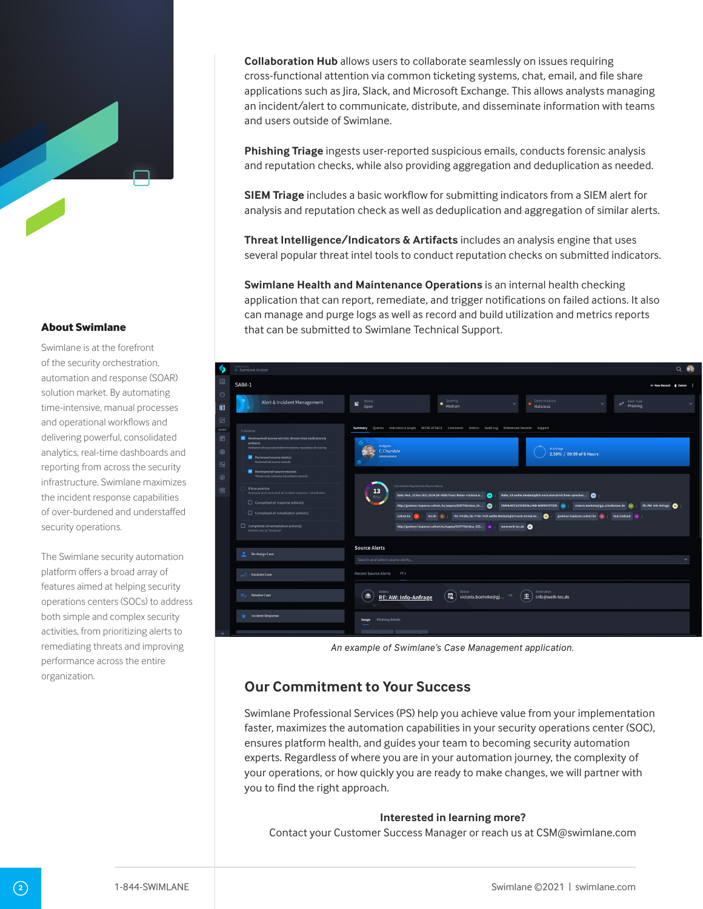**Collaboration Hub** allows users to collaborate seamlessly on issues requiring cross-functional attention via common ticketing systems, chat, email, and file share applications such as Jira, Slack, and Microsoft Exchange. This allows analysts managing an incident/alert to communicate, distribute, and disseminate information with teams and users outside of Swimlane.

**Phishing Triage** ingests user-reported suspicious emails, conducts forensic analysis and reputation checks, while also providing aggregation and deduplication as needed.

**SIEM Triage** includes a basic workflow for submitting indicators from a SIEM alert for analysis and reputation check as well as deduplication and aggregation of similar alerts.

**Threat Intelligence/Indicators & Artifacts** includes an analysis engine that uses several popular threat intel tools to conduct reputation checks on submitted indicators.

**Swimlane Health and Maintenance Operations** is an internal health checking application that can report, remediate, and trigger notifications on failed actions. It also can manage and purge logs as well as record and build utilization and metrics reports that can be submitted to Swimlane Technical Support.

*An example of Swimlane's Case Management application.*

## Our Commitment to Your Success

Swimlane Professional Services (PS) help you achieve value from your implementation faster, maximizes the automation capabilities in your security operations center (SOC), ensures platform health, and guides your team to becoming security automation experts. Regardless of where you are in your automation journey, the complexity of your operations, or how quickly you are ready to make changes, we will partner with you to find the right approach.

**Interested in learning more?**

Contact your Customer Success Manager or reach us at CSM@swimlane.com

### About Swimlane

Swimlane is at the forefront of the security orchestration, automation and response (SOAR) solution market. By automating time-intensive, manual processes and operational workflows and delivering powerful, consolidated analytics, real-time dashboards and reporting from across the security infrastructure, Swimlane maximizes the incident response capabilities of over-burdened and understaffed security operations.

The Swimlane security automation platform offers a broad array of features aimed at helping security operations centers (SOCs) to address both simple and complex security activities, from prioritizing alerts to remediating threats and improving performance across the entire organization.

1-844-SWIMLANE

Swimlane ©2021 | swimlane.com